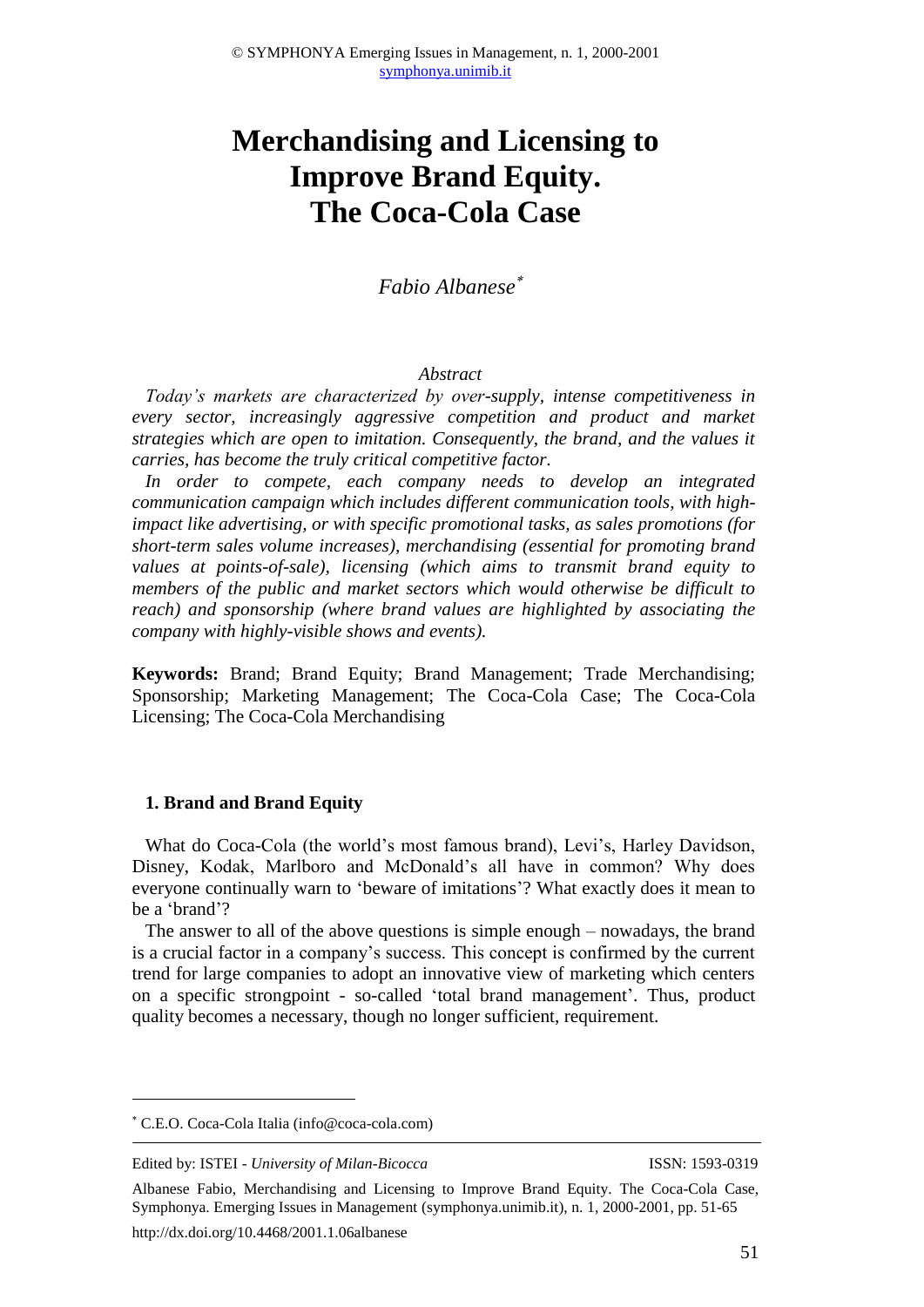# Merchandising and Licensing to Improve Brand Equity. The Coca-Cola Case

*Fabio Albanese*[*]

### *Abstract*

*Today's markets are characterized by over-supply, intense competitiveness in every sector, increasingly aggressive competition and product and market strategies which are open to imitation. Consequently, the brand, and the values it carries, has become the truly critical competitive factor.*

*In order to compete, each company needs to develop an integrated communication campaign which includes different communication tools, with high-impact like advertising, or with specific promotional tasks, as sales promotions (for short-term sales volume increases), merchandising (essential for promoting brand values at points-of-sale), licensing (which aims to transmit brand equity to members of the public and market sectors which would otherwise be difficult to reach) and sponsorship (where brand values are highlighted by associating the company with highly-visible shows and events).*

**Keywords:** Brand; Brand Equity; Brand Management; Trade Merchandising; Sponsorship; Marketing Management; The Coca-Cola Case; The Coca-Cola Licensing; The Coca-Cola Merchandising

## 1. Brand and Brand Equity

What do Coca-Cola (the world's most famous brand), Levi's, Harley Davidson, Disney, Kodak, Marlboro and McDonald's all have in common? Why does everyone continually warn to 'beware of imitations'? What exactly does it mean to be a 'brand'?

The answer to all of the above questions is simple enough – nowadays, the brand is a crucial factor in a company's success. This concept is confirmed by the current trend for large companies to adopt an innovative view of marketing which centers on a specific strongpoint - so-called 'total brand management'. Thus, product quality becomes a necessary, though no longer sufficient, requirement.

---

[*] C.E.O. Coca-Cola Italia (info@coca-cola.com)

Edited by: ISTEI - *University of Milan-Bicocca* ISSN: 1593-0319

Albanese Fabio, Merchandising and Licensing to Improve Brand Equity. The Coca-Cola Case, Symphonya. Emerging Issues in Management (symphonya.unimib.it), n. 1, 2000-2001, pp. 51-65

http://dx.doi.org/10.4468/2001.1.06albanese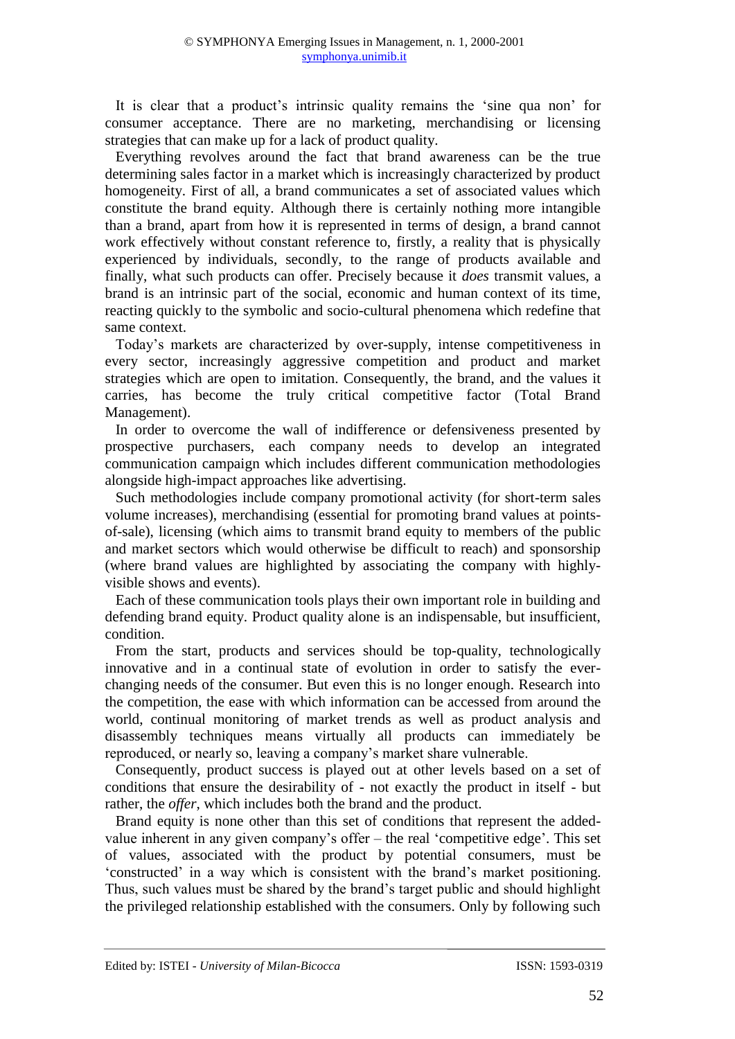It is clear that a product's intrinsic quality remains the 'sine qua non' for consumer acceptance. There are no marketing, merchandising or licensing strategies that can make up for a lack of product quality.

Everything revolves around the fact that brand awareness can be the true determining sales factor in a market which is increasingly characterized by product homogeneity. First of all, a brand communicates a set of associated values which constitute the brand equity. Although there is certainly nothing more intangible than a brand, apart from how it is represented in terms of design, a brand cannot work effectively without constant reference to, firstly, a reality that is physically experienced by individuals, secondly, to the range of products available and finally, what such products can offer. Precisely because it *does* transmit values, a brand is an intrinsic part of the social, economic and human context of its time, reacting quickly to the symbolic and socio-cultural phenomena which redefine that same context.

Today's markets are characterized by over-supply, intense competitiveness in every sector, increasingly aggressive competition and product and market strategies which are open to imitation. Consequently, the brand, and the values it carries, has become the truly critical competitive factor (Total Brand Management).

In order to overcome the wall of indifference or defensiveness presented by prospective purchasers, each company needs to develop an integrated communication campaign which includes different communication methodologies alongside high-impact approaches like advertising.

Such methodologies include company promotional activity (for short-term sales volume increases), merchandising (essential for promoting brand values at points-of-sale), licensing (which aims to transmit brand equity to members of the public and market sectors which would otherwise be difficult to reach) and sponsorship (where brand values are highlighted by associating the company with highly-visible shows and events).

Each of these communication tools plays their own important role in building and defending brand equity. Product quality alone is an indispensable, but insufficient, condition.

From the start, products and services should be top-quality, technologically innovative and in a continual state of evolution in order to satisfy the ever-changing needs of the consumer. But even this is no longer enough. Research into the competition, the ease with which information can be accessed from around the world, continual monitoring of market trends as well as product analysis and disassembly techniques means virtually all products can immediately be reproduced, or nearly so, leaving a company's market share vulnerable.

Consequently, product success is played out at other levels based on a set of conditions that ensure the desirability of - not exactly the product in itself - but rather, the *offer*, which includes both the brand and the product.

Brand equity is none other than this set of conditions that represent the added-value inherent in any given company's offer – the real 'competitive edge'. This set of values, associated with the product by potential consumers, must be 'constructed' in a way which is consistent with the brand's market positioning. Thus, such values must be shared by the brand's target public and should highlight the privileged relationship established with the consumers. Only by following such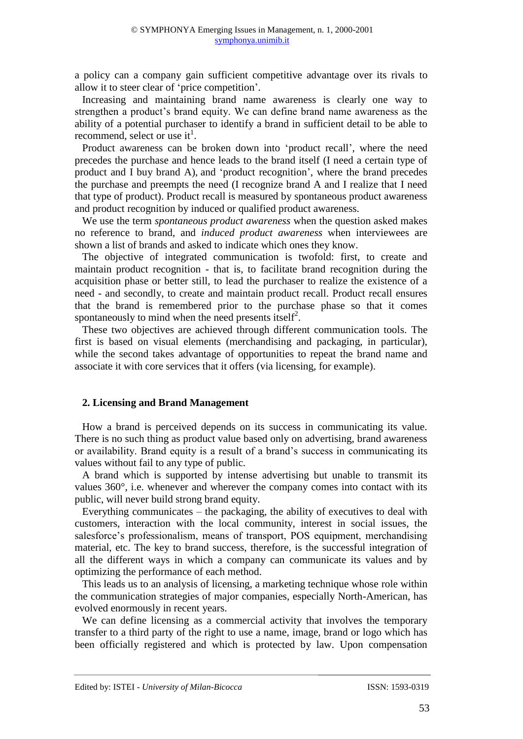a policy can a company gain sufficient competitive advantage over its rivals to allow it to steer clear of 'price competition'.

Increasing and maintaining brand name awareness is clearly one way to strengthen a product's brand equity. We can define brand name awareness as the ability of a potential purchaser to identify a brand in sufficient detail to be able to recommend, select or use it[1].

Product awareness can be broken down into 'product recall', where the need precedes the purchase and hence leads to the brand itself (I need a certain type of product and I buy brand A), and 'product recognition', where the brand precedes the purchase and preempts the need (I recognize brand A and I realize that I need that type of product). Product recall is measured by spontaneous product awareness and product recognition by induced or qualified product awareness.

We use the term *spontaneous product awareness* when the question asked makes no reference to brand, and *induced product awareness* when interviewees are shown a list of brands and asked to indicate which ones they know.

The objective of integrated communication is twofold: first, to create and maintain product recognition - that is, to facilitate brand recognition during the acquisition phase or better still, to lead the purchaser to realize the existence of a need - and secondly, to create and maintain product recall. Product recall ensures that the brand is remembered prior to the purchase phase so that it comes spontaneously to mind when the need presents itself[2].

These two objectives are achieved through different communication tools. The first is based on visual elements (merchandising and packaging, in particular), while the second takes advantage of opportunities to repeat the brand name and associate it with core services that it offers (via licensing, for example).

## 2. Licensing and Brand Management

How a brand is perceived depends on its success in communicating its value. There is no such thing as product value based only on advertising, brand awareness or availability. Brand equity is a result of a brand's success in communicating its values without fail to any type of public.

A brand which is supported by intense advertising but unable to transmit its values 360°, i.e. whenever and wherever the company comes into contact with its public, will never build strong brand equity.

Everything communicates – the packaging, the ability of executives to deal with customers, interaction with the local community, interest in social issues, the salesforce's professionalism, means of transport, POS equipment, merchandising material, etc. The key to brand success, therefore, is the successful integration of all the different ways in which a company can communicate its values and by optimizing the performance of each method.

This leads us to an analysis of licensing, a marketing technique whose role within the communication strategies of major companies, especially North-American, has evolved enormously in recent years.

We can define licensing as a commercial activity that involves the temporary transfer to a third party of the right to use a name, image, brand or logo which has been officially registered and which is protected by law. Upon compensation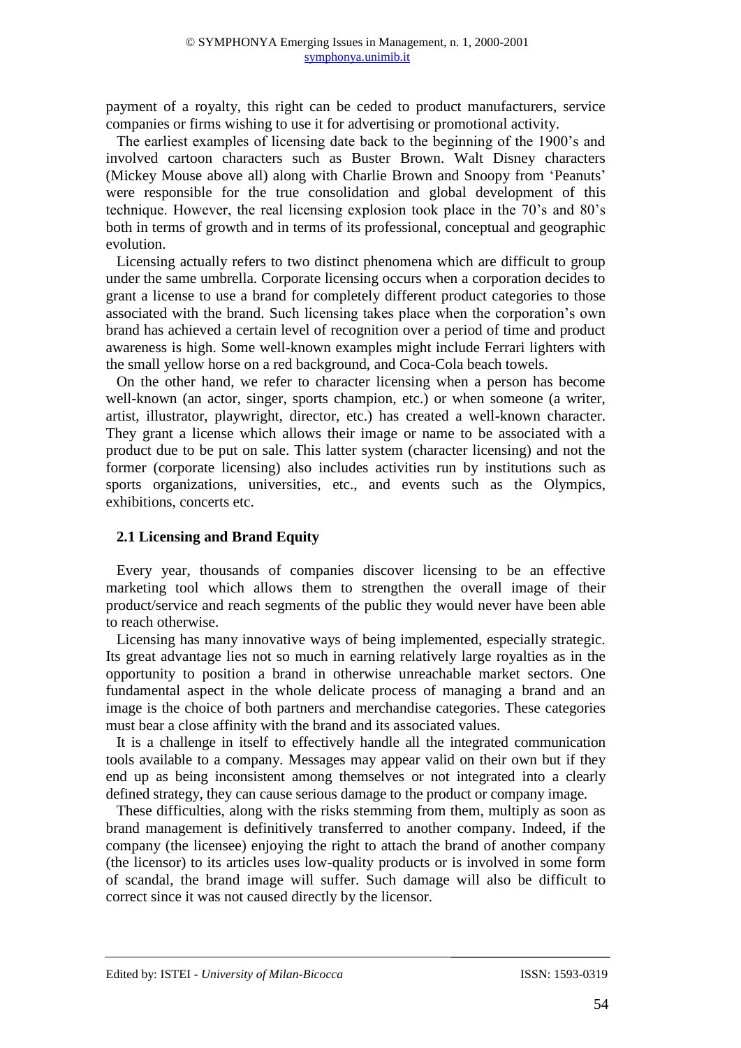payment of a royalty, this right can be ceded to product manufacturers, service companies or firms wishing to use it for advertising or promotional activity.

The earliest examples of licensing date back to the beginning of the 1900's and involved cartoon characters such as Buster Brown. Walt Disney characters (Mickey Mouse above all) along with Charlie Brown and Snoopy from 'Peanuts' were responsible for the true consolidation and global development of this technique. However, the real licensing explosion took place in the 70's and 80's both in terms of growth and in terms of its professional, conceptual and geographic evolution.

Licensing actually refers to two distinct phenomena which are difficult to group under the same umbrella. Corporate licensing occurs when a corporation decides to grant a license to use a brand for completely different product categories to those associated with the brand. Such licensing takes place when the corporation's own brand has achieved a certain level of recognition over a period of time and product awareness is high. Some well-known examples might include Ferrari lighters with the small yellow horse on a red background, and Coca-Cola beach towels.

On the other hand, we refer to character licensing when a person has become well-known (an actor, singer, sports champion, etc.) or when someone (a writer, artist, illustrator, playwright, director, etc.) has created a well-known character. They grant a license which allows their image or name to be associated with a product due to be put on sale. This latter system (character licensing) and not the former (corporate licensing) also includes activities run by institutions such as sports organizations, universities, etc., and events such as the Olympics, exhibitions, concerts etc.

### 2.1 Licensing and Brand Equity

Every year, thousands of companies discover licensing to be an effective marketing tool which allows them to strengthen the overall image of their product/service and reach segments of the public they would never have been able to reach otherwise.

Licensing has many innovative ways of being implemented, especially strategic. Its great advantage lies not so much in earning relatively large royalties as in the opportunity to position a brand in otherwise unreachable market sectors. One fundamental aspect in the whole delicate process of managing a brand and an image is the choice of both partners and merchandise categories. These categories must bear a close affinity with the brand and its associated values.

It is a challenge in itself to effectively handle all the integrated communication tools available to a company. Messages may appear valid on their own but if they end up as being inconsistent among themselves or not integrated into a clearly defined strategy, they can cause serious damage to the product or company image.

These difficulties, along with the risks stemming from them, multiply as soon as brand management is definitively transferred to another company. Indeed, if the company (the licensee) enjoying the right to attach the brand of another company (the licensor) to its articles uses low-quality products or is involved in some form of scandal, the brand image will suffer. Such damage will also be difficult to correct since it was not caused directly by the licensor.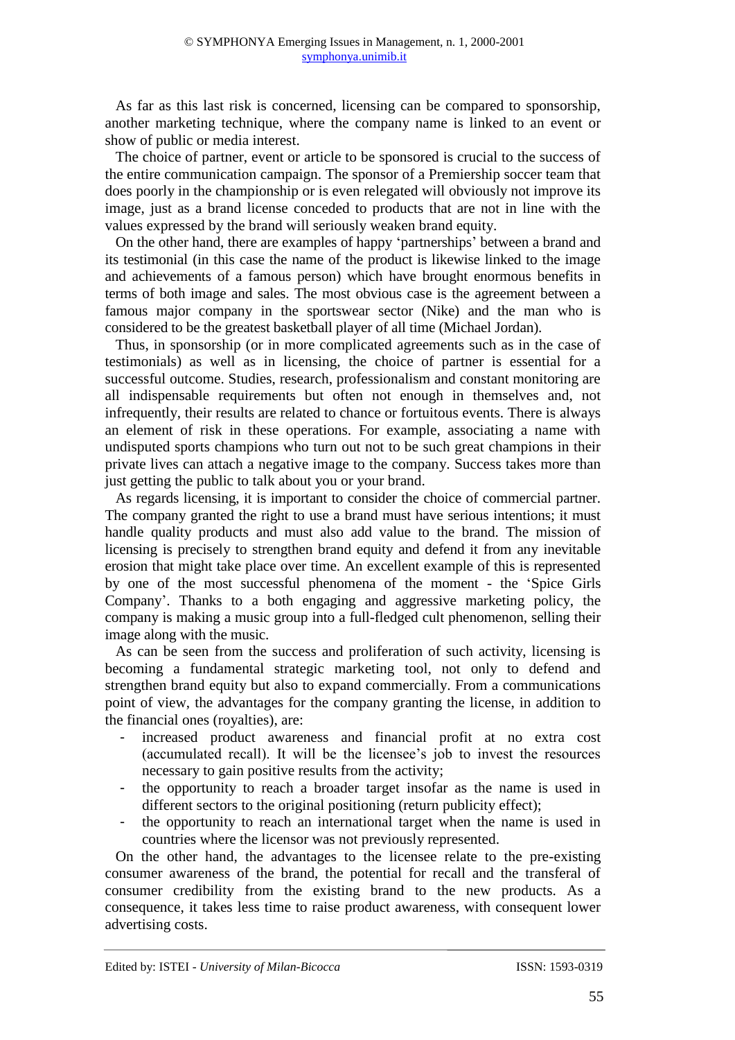As far as this last risk is concerned, licensing can be compared to sponsorship, another marketing technique, where the company name is linked to an event or show of public or media interest.

The choice of partner, event or article to be sponsored is crucial to the success of the entire communication campaign. The sponsor of a Premiership soccer team that does poorly in the championship or is even relegated will obviously not improve its image, just as a brand license conceded to products that are not in line with the values expressed by the brand will seriously weaken brand equity.

On the other hand, there are examples of happy 'partnerships' between a brand and its testimonial (in this case the name of the product is likewise linked to the image and achievements of a famous person) which have brought enormous benefits in terms of both image and sales. The most obvious case is the agreement between a famous major company in the sportswear sector (Nike) and the man who is considered to be the greatest basketball player of all time (Michael Jordan).

Thus, in sponsorship (or in more complicated agreements such as in the case of testimonials) as well as in licensing, the choice of partner is essential for a successful outcome. Studies, research, professionalism and constant monitoring are all indispensable requirements but often not enough in themselves and, not infrequently, their results are related to chance or fortuitous events. There is always an element of risk in these operations. For example, associating a name with undisputed sports champions who turn out not to be such great champions in their private lives can attach a negative image to the company. Success takes more than just getting the public to talk about you or your brand.

As regards licensing, it is important to consider the choice of commercial partner. The company granted the right to use a brand must have serious intentions; it must handle quality products and must also add value to the brand. The mission of licensing is precisely to strengthen brand equity and defend it from any inevitable erosion that might take place over time. An excellent example of this is represented by one of the most successful phenomena of the moment - the 'Spice Girls Company'. Thanks to a both engaging and aggressive marketing policy, the company is making a music group into a full-fledged cult phenomenon, selling their image along with the music.

As can be seen from the success and proliferation of such activity, licensing is becoming a fundamental strategic marketing tool, not only to defend and strengthen brand equity but also to expand commercially. From a communications point of view, the advantages for the company granting the license, in addition to the financial ones (royalties), are:

- increased product awareness and financial profit at no extra cost (accumulated recall). It will be the licensee's job to invest the resources necessary to gain positive results from the activity;
- the opportunity to reach a broader target insofar as the name is used in different sectors to the original positioning (return publicity effect);
- the opportunity to reach an international target when the name is used in countries where the licensor was not previously represented.

On the other hand, the advantages to the licensee relate to the pre-existing consumer awareness of the brand, the potential for recall and the transferal of consumer credibility from the existing brand to the new products. As a consequence, it takes less time to raise product awareness, with consequent lower advertising costs.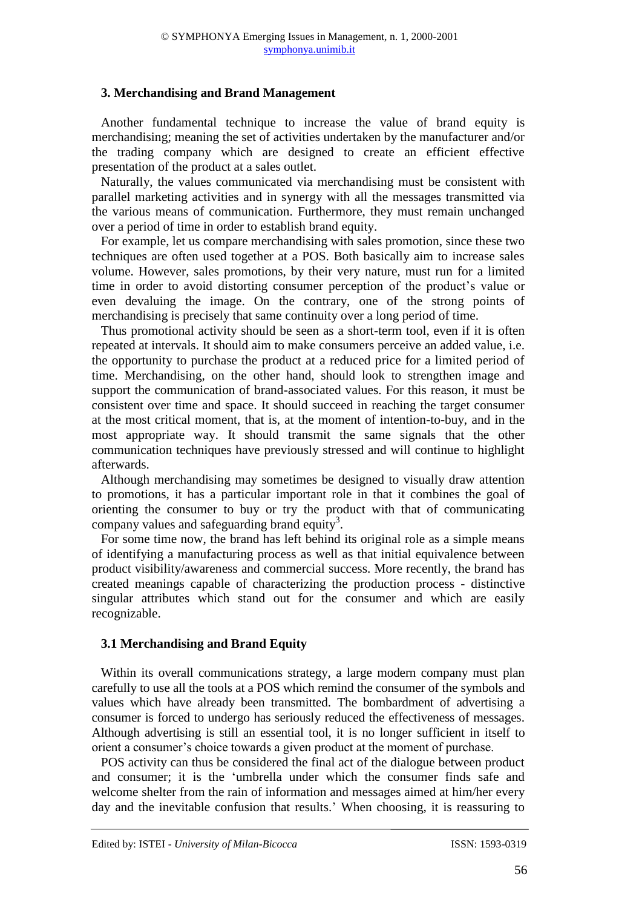## 3. Merchandising and Brand Management

Another fundamental technique to increase the value of brand equity is merchandising; meaning the set of activities undertaken by the manufacturer and/or the trading company which are designed to create an efficient effective presentation of the product at a sales outlet.

Naturally, the values communicated via merchandising must be consistent with parallel marketing activities and in synergy with all the messages transmitted via the various means of communication. Furthermore, they must remain unchanged over a period of time in order to establish brand equity.

For example, let us compare merchandising with sales promotion, since these two techniques are often used together at a POS. Both basically aim to increase sales volume. However, sales promotions, by their very nature, must run for a limited time in order to avoid distorting consumer perception of the product's value or even devaluing the image. On the contrary, one of the strong points of merchandising is precisely that same continuity over a long period of time.

Thus promotional activity should be seen as a short-term tool, even if it is often repeated at intervals. It should aim to make consumers perceive an added value, i.e. the opportunity to purchase the product at a reduced price for a limited period of time. Merchandising, on the other hand, should look to strengthen image and support the communication of brand-associated values. For this reason, it must be consistent over time and space. It should succeed in reaching the target consumer at the most critical moment, that is, at the moment of intention-to-buy, and in the most appropriate way. It should transmit the same signals that the other communication techniques have previously stressed and will continue to highlight afterwards.

Although merchandising may sometimes be designed to visually draw attention to promotions, it has a particular important role in that it combines the goal of orienting the consumer to buy or try the product with that of communicating company values and safeguarding brand equity[3].

For some time now, the brand has left behind its original role as a simple means of identifying a manufacturing process as well as that initial equivalence between product visibility/awareness and commercial success. More recently, the brand has created meanings capable of characterizing the production process - distinctive singular attributes which stand out for the consumer and which are easily recognizable.

### 3.1 Merchandising and Brand Equity

Within its overall communications strategy, a large modern company must plan carefully to use all the tools at a POS which remind the consumer of the symbols and values which have already been transmitted. The bombardment of advertising a consumer is forced to undergo has seriously reduced the effectiveness of messages. Although advertising is still an essential tool, it is no longer sufficient in itself to orient a consumer's choice towards a given product at the moment of purchase.

POS activity can thus be considered the final act of the dialogue between product and consumer; it is the 'umbrella under which the consumer finds safe and welcome shelter from the rain of information and messages aimed at him/her every day and the inevitable confusion that results.' When choosing, it is reassuring to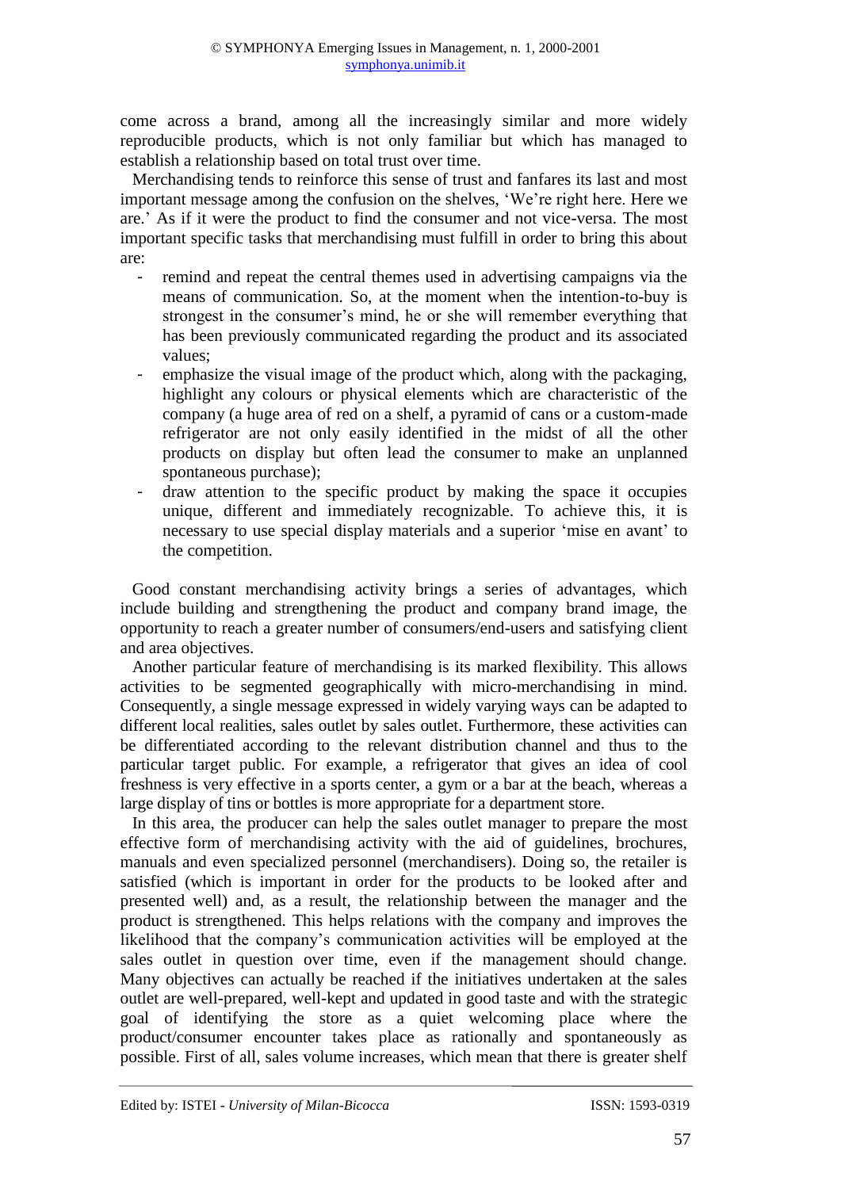come across a brand, among all the increasingly similar and more widely reproducible products, which is not only familiar but which has managed to establish a relationship based on total trust over time.

Merchandising tends to reinforce this sense of trust and fanfares its last and most important message among the confusion on the shelves, 'We're right here. Here we are.' As if it were the product to find the consumer and not vice-versa. The most important specific tasks that merchandising must fulfill in order to bring this about are:

- remind and repeat the central themes used in advertising campaigns via the means of communication. So, at the moment when the intention-to-buy is strongest in the consumer's mind, he or she will remember everything that has been previously communicated regarding the product and its associated values;
- emphasize the visual image of the product which, along with the packaging, highlight any colours or physical elements which are characteristic of the company (a huge area of red on a shelf, a pyramid of cans or a custom-made refrigerator are not only easily identified in the midst of all the other products on display but often lead the consumer to make an unplanned spontaneous purchase);
- draw attention to the specific product by making the space it occupies unique, different and immediately recognizable. To achieve this, it is necessary to use special display materials and a superior 'mise en avant' to the competition.

Good constant merchandising activity brings a series of advantages, which include building and strengthening the product and company brand image, the opportunity to reach a greater number of consumers/end-users and satisfying client and area objectives.

Another particular feature of merchandising is its marked flexibility. This allows activities to be segmented geographically with micro-merchandising in mind. Consequently, a single message expressed in widely varying ways can be adapted to different local realities, sales outlet by sales outlet. Furthermore, these activities can be differentiated according to the relevant distribution channel and thus to the particular target public. For example, a refrigerator that gives an idea of cool freshness is very effective in a sports center, a gym or a bar at the beach, whereas a large display of tins or bottles is more appropriate for a department store.

In this area, the producer can help the sales outlet manager to prepare the most effective form of merchandising activity with the aid of guidelines, brochures, manuals and even specialized personnel (merchandisers). Doing so, the retailer is satisfied (which is important in order for the products to be looked after and presented well) and, as a result, the relationship between the manager and the product is strengthened. This helps relations with the company and improves the likelihood that the company's communication activities will be employed at the sales outlet in question over time, even if the management should change. Many objectives can actually be reached if the initiatives undertaken at the sales outlet are well-prepared, well-kept and updated in good taste and with the strategic goal of identifying the store as a quiet welcoming place where the product/consumer encounter takes place as rationally and spontaneously as possible. First of all, sales volume increases, which mean that there is greater shelf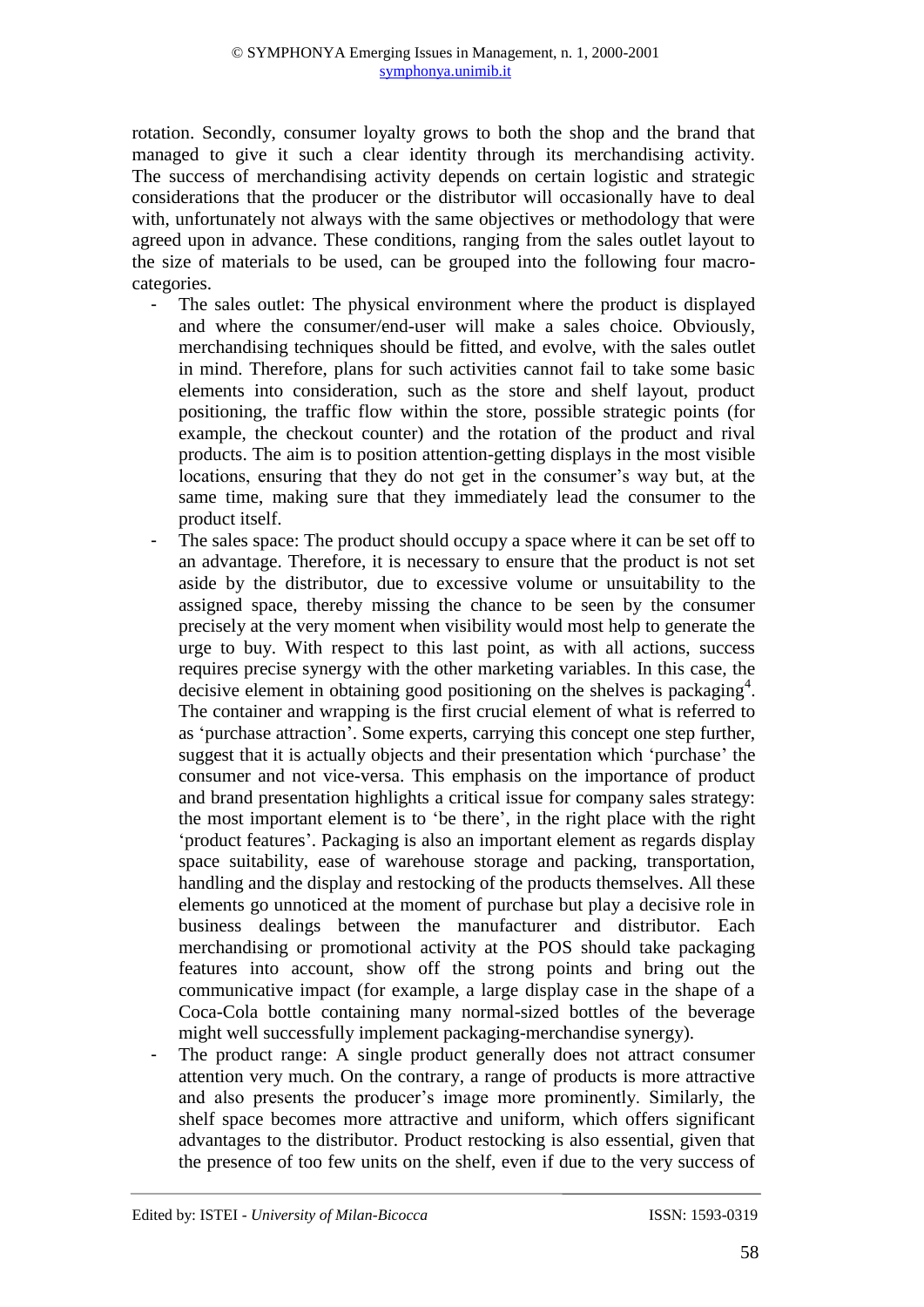rotation. Secondly, consumer loyalty grows to both the shop and the brand that managed to give it such a clear identity through its merchandising activity. The success of merchandising activity depends on certain logistic and strategic considerations that the producer or the distributor will occasionally have to deal with, unfortunately not always with the same objectives or methodology that were agreed upon in advance. These conditions, ranging from the sales outlet layout to the size of materials to be used, can be grouped into the following four macro-categories.

- The sales outlet: The physical environment where the product is displayed and where the consumer/end-user will make a sales choice. Obviously, merchandising techniques should be fitted, and evolve, with the sales outlet in mind. Therefore, plans for such activities cannot fail to take some basic elements into consideration, such as the store and shelf layout, product positioning, the traffic flow within the store, possible strategic points (for example, the checkout counter) and the rotation of the product and rival products. The aim is to position attention-getting displays in the most visible locations, ensuring that they do not get in the consumer's way but, at the same time, making sure that they immediately lead the consumer to the product itself.
- The sales space: The product should occupy a space where it can be set off to an advantage. Therefore, it is necessary to ensure that the product is not set aside by the distributor, due to excessive volume or unsuitability to the assigned space, thereby missing the chance to be seen by the consumer precisely at the very moment when visibility would most help to generate the urge to buy. With respect to this last point, as with all actions, success requires precise synergy with the other marketing variables. In this case, the decisive element in obtaining good positioning on the shelves is packaging[4]. The container and wrapping is the first crucial element of what is referred to as 'purchase attraction'. Some experts, carrying this concept one step further, suggest that it is actually objects and their presentation which 'purchase' the consumer and not vice-versa. This emphasis on the importance of product and brand presentation highlights a critical issue for company sales strategy: the most important element is to 'be there', in the right place with the right 'product features'. Packaging is also an important element as regards display space suitability, ease of warehouse storage and packing, transportation, handling and the display and restocking of the products themselves. All these elements go unnoticed at the moment of purchase but play a decisive role in business dealings between the manufacturer and distributor. Each merchandising or promotional activity at the POS should take packaging features into account, show off the strong points and bring out the communicative impact (for example, a large display case in the shape of a Coca-Cola bottle containing many normal-sized bottles of the beverage might well successfully implement packaging-merchandise synergy).
- The product range: A single product generally does not attract consumer attention very much. On the contrary, a range of products is more attractive and also presents the producer's image more prominently. Similarly, the shelf space becomes more attractive and uniform, which offers significant advantages to the distributor. Product restocking is also essential, given that the presence of too few units on the shelf, even if due to the very success of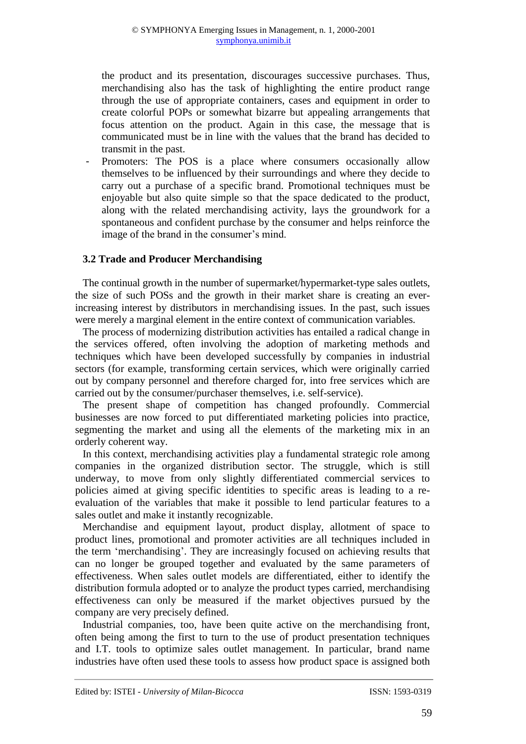the product and its presentation, discourages successive purchases. Thus, merchandising also has the task of highlighting the entire product range through the use of appropriate containers, cases and equipment in order to create colorful POPs or somewhat bizarre but appealing arrangements that focus attention on the product. Again in this case, the message that is communicated must be in line with the values that the brand has decided to transmit in the past.

- Promoters: The POS is a place where consumers occasionally allow themselves to be influenced by their surroundings and where they decide to carry out a purchase of a specific brand. Promotional techniques must be enjoyable but also quite simple so that the space dedicated to the product, along with the related merchandising activity, lays the groundwork for a spontaneous and confident purchase by the consumer and helps reinforce the image of the brand in the consumer's mind.

### 3.2 Trade and Producer Merchandising

The continual growth in the number of supermarket/hypermarket-type sales outlets, the size of such POSs and the growth in their market share is creating an ever-increasing interest by distributors in merchandising issues. In the past, such issues were merely a marginal element in the entire context of communication variables.

The process of modernizing distribution activities has entailed a radical change in the services offered, often involving the adoption of marketing methods and techniques which have been developed successfully by companies in industrial sectors (for example, transforming certain services, which were originally carried out by company personnel and therefore charged for, into free services which are carried out by the consumer/purchaser themselves, i.e. self-service).

The present shape of competition has changed profoundly. Commercial businesses are now forced to put differentiated marketing policies into practice, segmenting the market and using all the elements of the marketing mix in an orderly coherent way.

In this context, merchandising activities play a fundamental strategic role among companies in the organized distribution sector. The struggle, which is still underway, to move from only slightly differentiated commercial services to policies aimed at giving specific identities to specific areas is leading to a re-evaluation of the variables that make it possible to lend particular features to a sales outlet and make it instantly recognizable.

Merchandise and equipment layout, product display, allotment of space to product lines, promotional and promoter activities are all techniques included in the term 'merchandising'. They are increasingly focused on achieving results that can no longer be grouped together and evaluated by the same parameters of effectiveness. When sales outlet models are differentiated, either to identify the distribution formula adopted or to analyze the product types carried, merchandising effectiveness can only be measured if the market objectives pursued by the company are very precisely defined.

Industrial companies, too, have been quite active on the merchandising front, often being among the first to turn to the use of product presentation techniques and I.T. tools to optimize sales outlet management. In particular, brand name industries have often used these tools to assess how product space is assigned both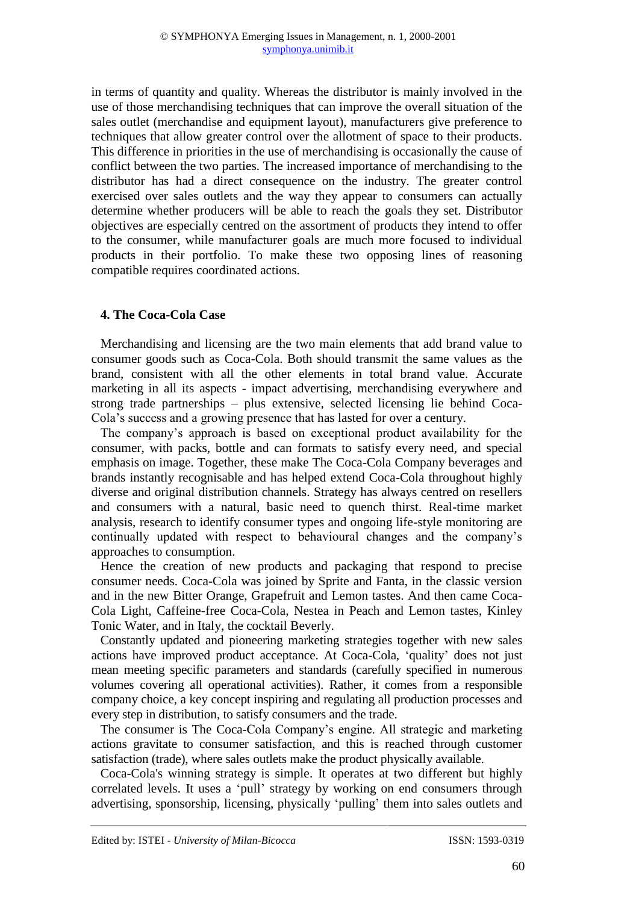in terms of quantity and quality. Whereas the distributor is mainly involved in the use of those merchandising techniques that can improve the overall situation of the sales outlet (merchandise and equipment layout), manufacturers give preference to techniques that allow greater control over the allotment of space to their products. This difference in priorities in the use of merchandising is occasionally the cause of conflict between the two parties. The increased importance of merchandising to the distributor has had a direct consequence on the industry. The greater control exercised over sales outlets and the way they appear to consumers can actually determine whether producers will be able to reach the goals they set. Distributor objectives are especially centred on the assortment of products they intend to offer to the consumer, while manufacturer goals are much more focused to individual products in their portfolio. To make these two opposing lines of reasoning compatible requires coordinated actions.

## 4. The Coca-Cola Case

Merchandising and licensing are the two main elements that add brand value to consumer goods such as Coca-Cola. Both should transmit the same values as the brand, consistent with all the other elements in total brand value. Accurate marketing in all its aspects - impact advertising, merchandising everywhere and strong trade partnerships – plus extensive, selected licensing lie behind Coca-Cola's success and a growing presence that has lasted for over a century.

The company's approach is based on exceptional product availability for the consumer, with packs, bottle and can formats to satisfy every need, and special emphasis on image. Together, these make The Coca-Cola Company beverages and brands instantly recognisable and has helped extend Coca-Cola throughout highly diverse and original distribution channels. Strategy has always centred on resellers and consumers with a natural, basic need to quench thirst. Real-time market analysis, research to identify consumer types and ongoing life-style monitoring are continually updated with respect to behavioural changes and the company's approaches to consumption.

Hence the creation of new products and packaging that respond to precise consumer needs. Coca-Cola was joined by Sprite and Fanta, in the classic version and in the new Bitter Orange, Grapefruit and Lemon tastes. And then came Coca-Cola Light, Caffeine-free Coca-Cola, Nestea in Peach and Lemon tastes, Kinley Tonic Water, and in Italy, the cocktail Beverly.

Constantly updated and pioneering marketing strategies together with new sales actions have improved product acceptance. At Coca-Cola, 'quality' does not just mean meeting specific parameters and standards (carefully specified in numerous volumes covering all operational activities). Rather, it comes from a responsible company choice, a key concept inspiring and regulating all production processes and every step in distribution, to satisfy consumers and the trade.

The consumer is The Coca-Cola Company's engine. All strategic and marketing actions gravitate to consumer satisfaction, and this is reached through customer satisfaction (trade), where sales outlets make the product physically available.

Coca-Cola's winning strategy is simple. It operates at two different but highly correlated levels. It uses a 'pull' strategy by working on end consumers through advertising, sponsorship, licensing, physically 'pulling' them into sales outlets and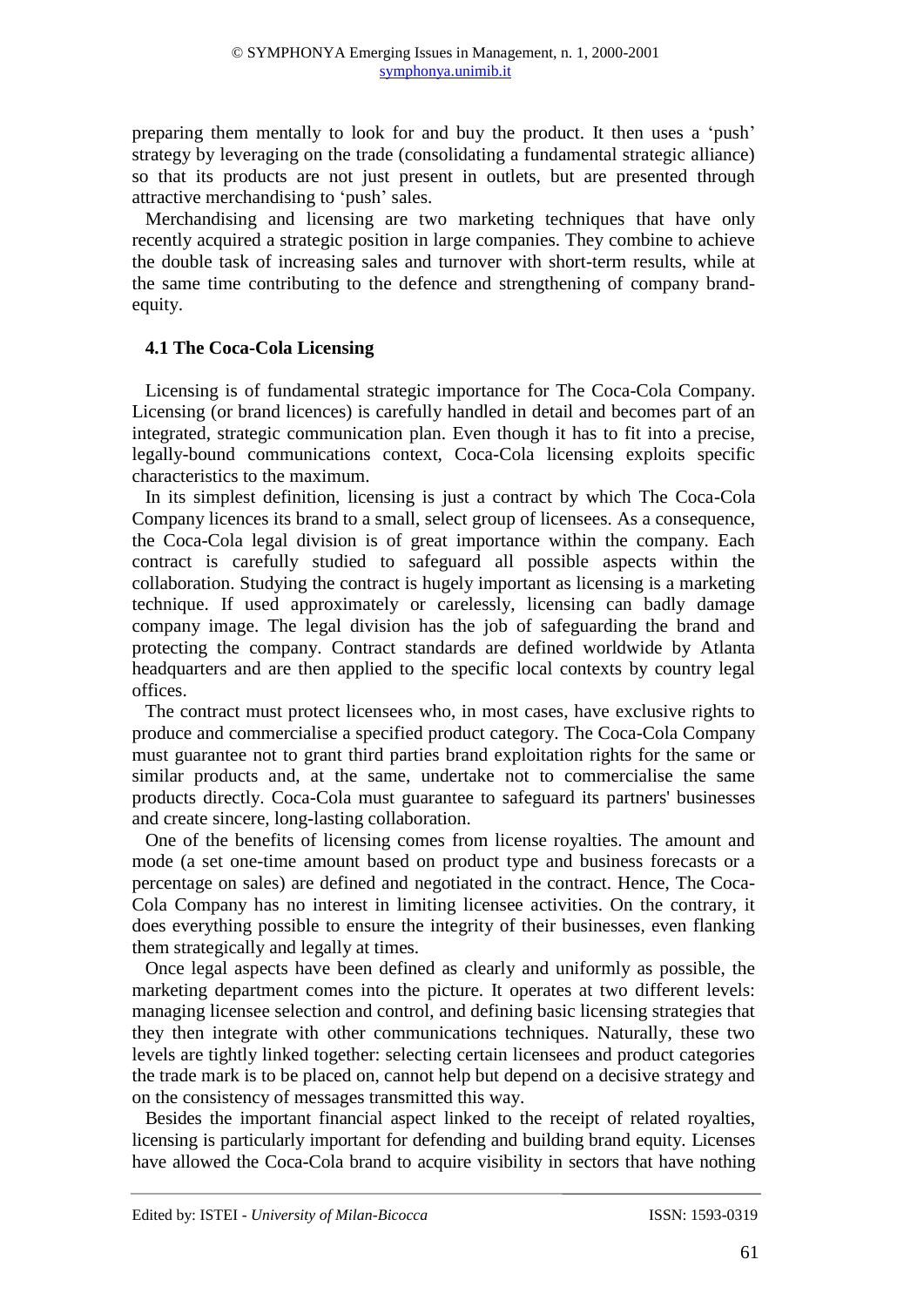preparing them mentally to look for and buy the product. It then uses a 'push' strategy by leveraging on the trade (consolidating a fundamental strategic alliance) so that its products are not just present in outlets, but are presented through attractive merchandising to 'push' sales.

Merchandising and licensing are two marketing techniques that have only recently acquired a strategic position in large companies. They combine to achieve the double task of increasing sales and turnover with short-term results, while at the same time contributing to the defence and strengthening of company brand-equity.

### 4.1 The Coca-Cola Licensing

Licensing is of fundamental strategic importance for The Coca-Cola Company. Licensing (or brand licences) is carefully handled in detail and becomes part of an integrated, strategic communication plan. Even though it has to fit into a precise, legally-bound communications context, Coca-Cola licensing exploits specific characteristics to the maximum.

In its simplest definition, licensing is just a contract by which The Coca-Cola Company licences its brand to a small, select group of licensees. As a consequence, the Coca-Cola legal division is of great importance within the company. Each contract is carefully studied to safeguard all possible aspects within the collaboration. Studying the contract is hugely important as licensing is a marketing technique. If used approximately or carelessly, licensing can badly damage company image. The legal division has the job of safeguarding the brand and protecting the company. Contract standards are defined worldwide by Atlanta headquarters and are then applied to the specific local contexts by country legal offices.

The contract must protect licensees who, in most cases, have exclusive rights to produce and commercialise a specified product category. The Coca-Cola Company must guarantee not to grant third parties brand exploitation rights for the same or similar products and, at the same, undertake not to commercialise the same products directly. Coca-Cola must guarantee to safeguard its partners' businesses and create sincere, long-lasting collaboration.

One of the benefits of licensing comes from license royalties. The amount and mode (a set one-time amount based on product type and business forecasts or a percentage on sales) are defined and negotiated in the contract. Hence, The Coca-Cola Company has no interest in limiting licensee activities. On the contrary, it does everything possible to ensure the integrity of their businesses, even flanking them strategically and legally at times.

Once legal aspects have been defined as clearly and uniformly as possible, the marketing department comes into the picture. It operates at two different levels: managing licensee selection and control, and defining basic licensing strategies that they then integrate with other communications techniques. Naturally, these two levels are tightly linked together: selecting certain licensees and product categories the trade mark is to be placed on, cannot help but depend on a decisive strategy and on the consistency of messages transmitted this way.

Besides the important financial aspect linked to the receipt of related royalties, licensing is particularly important for defending and building brand equity. Licenses have allowed the Coca-Cola brand to acquire visibility in sectors that have nothing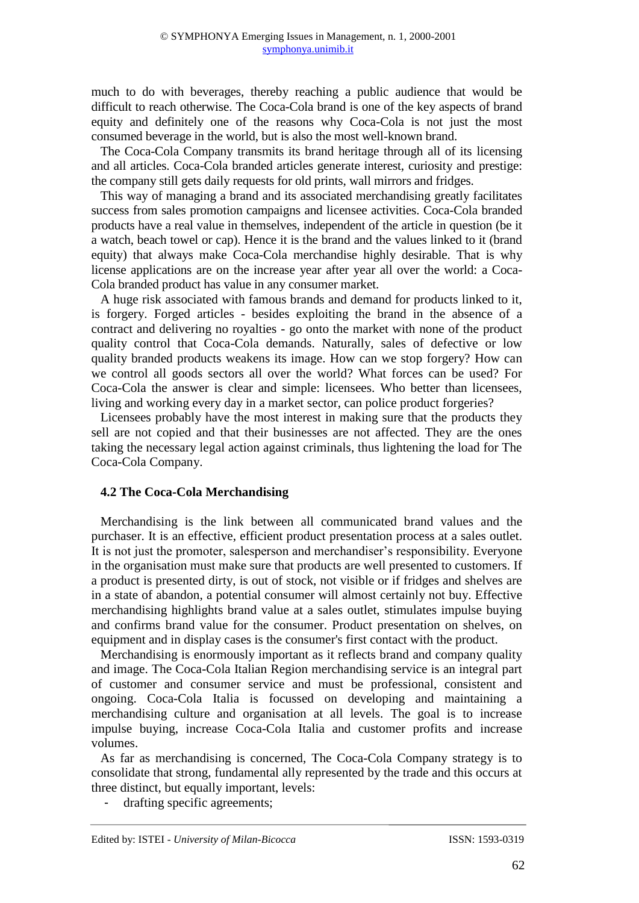much to do with beverages, thereby reaching a public audience that would be difficult to reach otherwise. The Coca-Cola brand is one of the key aspects of brand equity and definitely one of the reasons why Coca-Cola is not just the most consumed beverage in the world, but is also the most well-known brand.

The Coca-Cola Company transmits its brand heritage through all of its licensing and all articles. Coca-Cola branded articles generate interest, curiosity and prestige: the company still gets daily requests for old prints, wall mirrors and fridges.

This way of managing a brand and its associated merchandising greatly facilitates success from sales promotion campaigns and licensee activities. Coca-Cola branded products have a real value in themselves, independent of the article in question (be it a watch, beach towel or cap). Hence it is the brand and the values linked to it (brand equity) that always make Coca-Cola merchandise highly desirable. That is why license applications are on the increase year after year all over the world: a Coca-Cola branded product has value in any consumer market.

A huge risk associated with famous brands and demand for products linked to it, is forgery. Forged articles - besides exploiting the brand in the absence of a contract and delivering no royalties - go onto the market with none of the product quality control that Coca-Cola demands. Naturally, sales of defective or low quality branded products weakens its image. How can we stop forgery? How can we control all goods sectors all over the world? What forces can be used? For Coca-Cola the answer is clear and simple: licensees. Who better than licensees, living and working every day in a market sector, can police product forgeries?

Licensees probably have the most interest in making sure that the products they sell are not copied and that their businesses are not affected. They are the ones taking the necessary legal action against criminals, thus lightening the load for The Coca-Cola Company.

### 4.2 The Coca-Cola Merchandising

Merchandising is the link between all communicated brand values and the purchaser. It is an effective, efficient product presentation process at a sales outlet. It is not just the promoter, salesperson and merchandiser's responsibility. Everyone in the organisation must make sure that products are well presented to customers. If a product is presented dirty, is out of stock, not visible or if fridges and shelves are in a state of abandon, a potential consumer will almost certainly not buy. Effective merchandising highlights brand value at a sales outlet, stimulates impulse buying and confirms brand value for the consumer. Product presentation on shelves, on equipment and in display cases is the consumer's first contact with the product.

Merchandising is enormously important as it reflects brand and company quality and image. The Coca-Cola Italian Region merchandising service is an integral part of customer and consumer service and must be professional, consistent and ongoing. Coca-Cola Italia is focussed on developing and maintaining a merchandising culture and organisation at all levels. The goal is to increase impulse buying, increase Coca-Cola Italia and customer profits and increase volumes.

As far as merchandising is concerned, The Coca-Cola Company strategy is to consolidate that strong, fundamental ally represented by the trade and this occurs at three distinct, but equally important, levels:

- drafting specific agreements;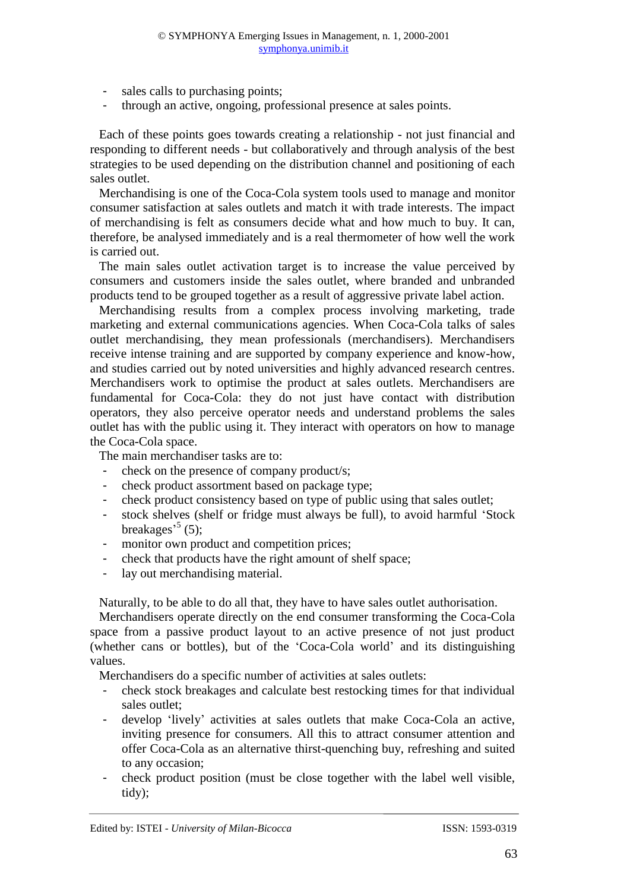- sales calls to purchasing points;
- through an active, ongoing, professional presence at sales points.

Each of these points goes towards creating a relationship - not just financial and responding to different needs - but collaboratively and through analysis of the best strategies to be used depending on the distribution channel and positioning of each sales outlet.

Merchandising is one of the Coca-Cola system tools used to manage and monitor consumer satisfaction at sales outlets and match it with trade interests. The impact of merchandising is felt as consumers decide what and how much to buy. It can, therefore, be analysed immediately and is a real thermometer of how well the work is carried out.

The main sales outlet activation target is to increase the value perceived by consumers and customers inside the sales outlet, where branded and unbranded products tend to be grouped together as a result of aggressive private label action.

Merchandising results from a complex process involving marketing, trade marketing and external communications agencies. When Coca-Cola talks of sales outlet merchandising, they mean professionals (merchandisers). Merchandisers receive intense training and are supported by company experience and know-how, and studies carried out by noted universities and highly advanced research centres. Merchandisers work to optimise the product at sales outlets. Merchandisers are fundamental for Coca-Cola: they do not just have contact with distribution operators, they also perceive operator needs and understand problems the sales outlet has with the public using it. They interact with operators on how to manage the Coca-Cola space.

The main merchandiser tasks are to:

- check on the presence of company product/s;
- check product assortment based on package type;
- check product consistency based on type of public using that sales outlet;
- stock shelves (shelf or fridge must always be full), to avoid harmful 'Stock breakages'[5] (5);
- monitor own product and competition prices;
- check that products have the right amount of shelf space;
- lay out merchandising material.

Naturally, to be able to do all that, they have to have sales outlet authorisation.

Merchandisers operate directly on the end consumer transforming the Coca-Cola space from a passive product layout to an active presence of not just product (whether cans or bottles), but of the 'Coca-Cola world' and its distinguishing values.

Merchandisers do a specific number of activities at sales outlets:

- check stock breakages and calculate best restocking times for that individual sales outlet;
- develop 'lively' activities at sales outlets that make Coca-Cola an active, inviting presence for consumers. All this to attract consumer attention and offer Coca-Cola as an alternative thirst-quenching buy, refreshing and suited to any occasion;
- check product position (must be close together with the label well visible, tidy);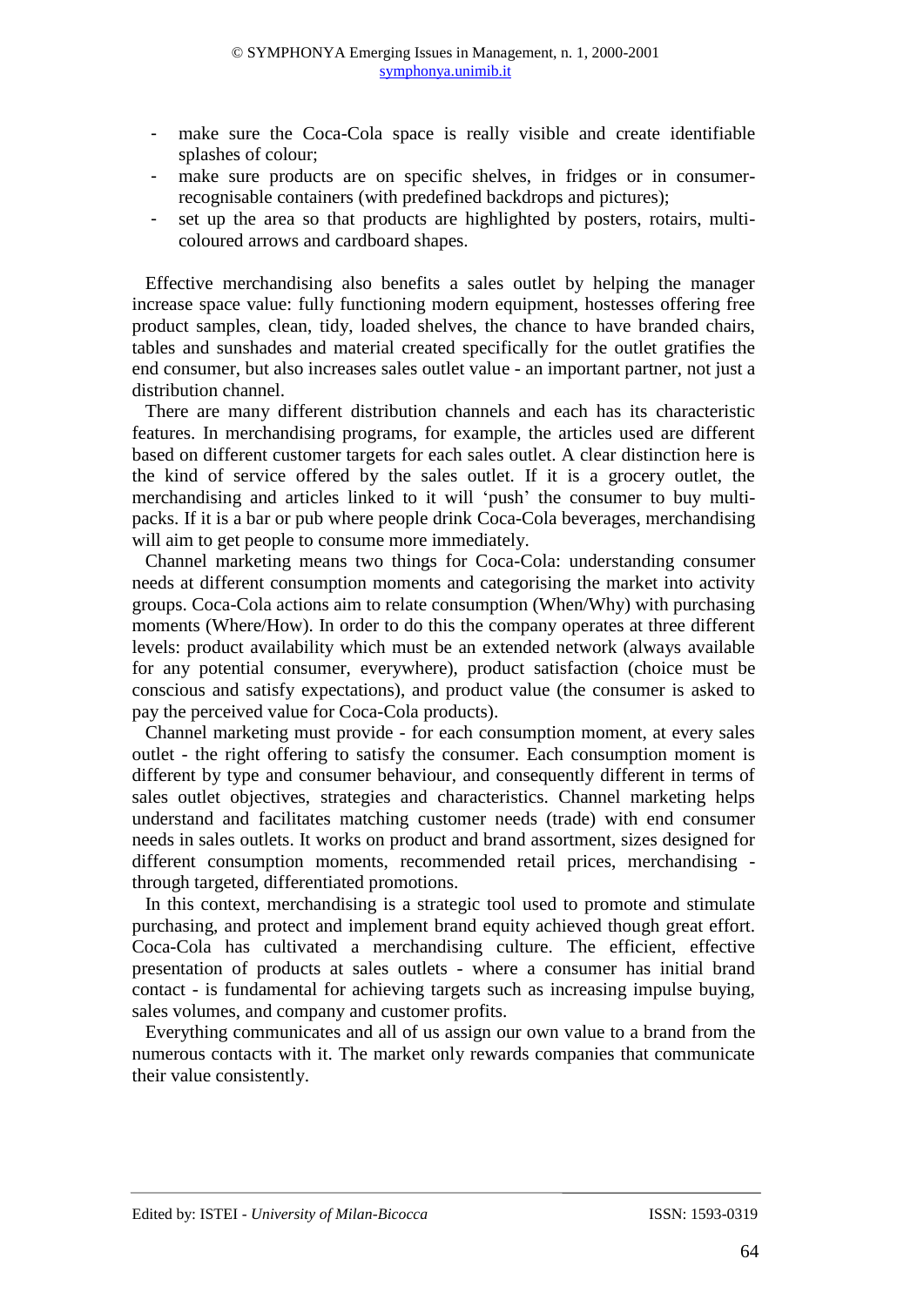- make sure the Coca-Cola space is really visible and create identifiable splashes of colour;
- make sure products are on specific shelves, in fridges or in consumer-recognisable containers (with predefined backdrops and pictures);
- set up the area so that products are highlighted by posters, rotairs, multi-coloured arrows and cardboard shapes.

Effective merchandising also benefits a sales outlet by helping the manager increase space value: fully functioning modern equipment, hostesses offering free product samples, clean, tidy, loaded shelves, the chance to have branded chairs, tables and sunshades and material created specifically for the outlet gratifies the end consumer, but also increases sales outlet value - an important partner, not just a distribution channel.

There are many different distribution channels and each has its characteristic features. In merchandising programs, for example, the articles used are different based on different customer targets for each sales outlet. A clear distinction here is the kind of service offered by the sales outlet. If it is a grocery outlet, the merchandising and articles linked to it will 'push' the consumer to buy multi-packs. If it is a bar or pub where people drink Coca-Cola beverages, merchandising will aim to get people to consume more immediately.

Channel marketing means two things for Coca-Cola: understanding consumer needs at different consumption moments and categorising the market into activity groups. Coca-Cola actions aim to relate consumption (When/Why) with purchasing moments (Where/How). In order to do this the company operates at three different levels: product availability which must be an extended network (always available for any potential consumer, everywhere), product satisfaction (choice must be conscious and satisfy expectations), and product value (the consumer is asked to pay the perceived value for Coca-Cola products).

Channel marketing must provide - for each consumption moment, at every sales outlet - the right offering to satisfy the consumer. Each consumption moment is different by type and consumer behaviour, and consequently different in terms of sales outlet objectives, strategies and characteristics. Channel marketing helps understand and facilitates matching customer needs (trade) with end consumer needs in sales outlets. It works on product and brand assortment, sizes designed for different consumption moments, recommended retail prices, merchandising - through targeted, differentiated promotions.

In this context, merchandising is a strategic tool used to promote and stimulate purchasing, and protect and implement brand equity achieved though great effort. Coca-Cola has cultivated a merchandising culture. The efficient, effective presentation of products at sales outlets - where a consumer has initial brand contact - is fundamental for achieving targets such as increasing impulse buying, sales volumes, and company and customer profits.

Everything communicates and all of us assign our own value to a brand from the numerous contacts with it. The market only rewards companies that communicate their value consistently.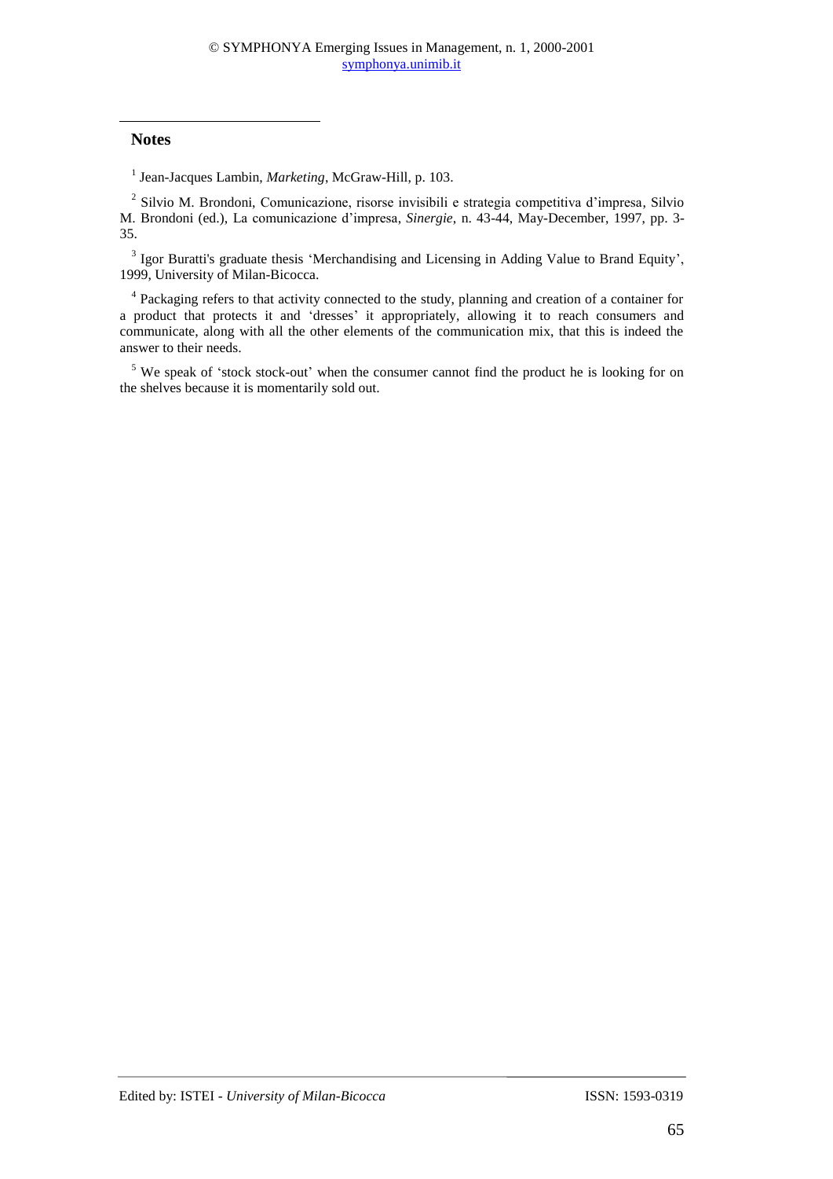## Notes

[1] Jean-Jacques Lambin, *Marketing*, McGraw-Hill, p. 103.

[2] Silvio M. Brondoni, Comunicazione, risorse invisibili e strategia competitiva d'impresa, Silvio M. Brondoni (ed.), La comunicazione d'impresa, *Sinergie*, n. 43-44, May-December, 1997, pp. 3-35.

[3] Igor Buratti's graduate thesis 'Merchandising and Licensing in Adding Value to Brand Equity', 1999, University of Milan-Bicocca.

[4] Packaging refers to that activity connected to the study, planning and creation of a container for a product that protects it and 'dresses' it appropriately, allowing it to reach consumers and communicate, along with all the other elements of the communication mix, that this is indeed the answer to their needs.

[5] We speak of 'stock stock-out' when the consumer cannot find the product he is looking for on the shelves because it is momentarily sold out.